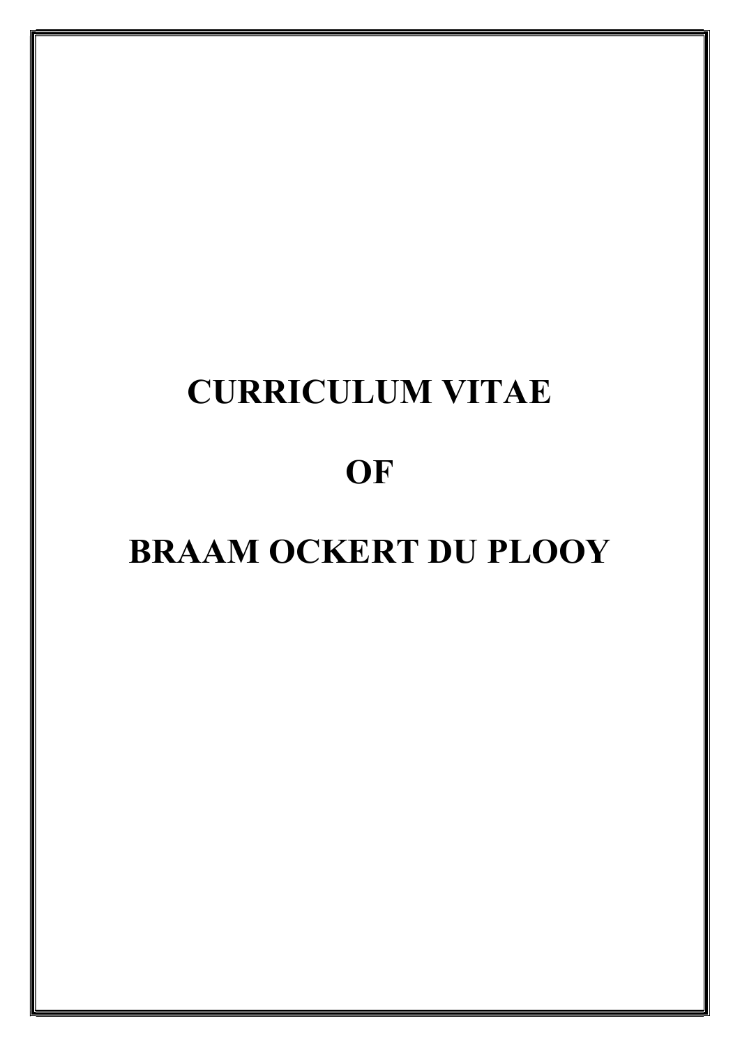# CURRICULUM VITAE

# OF

# BRAAM OCKERT DU PLOOY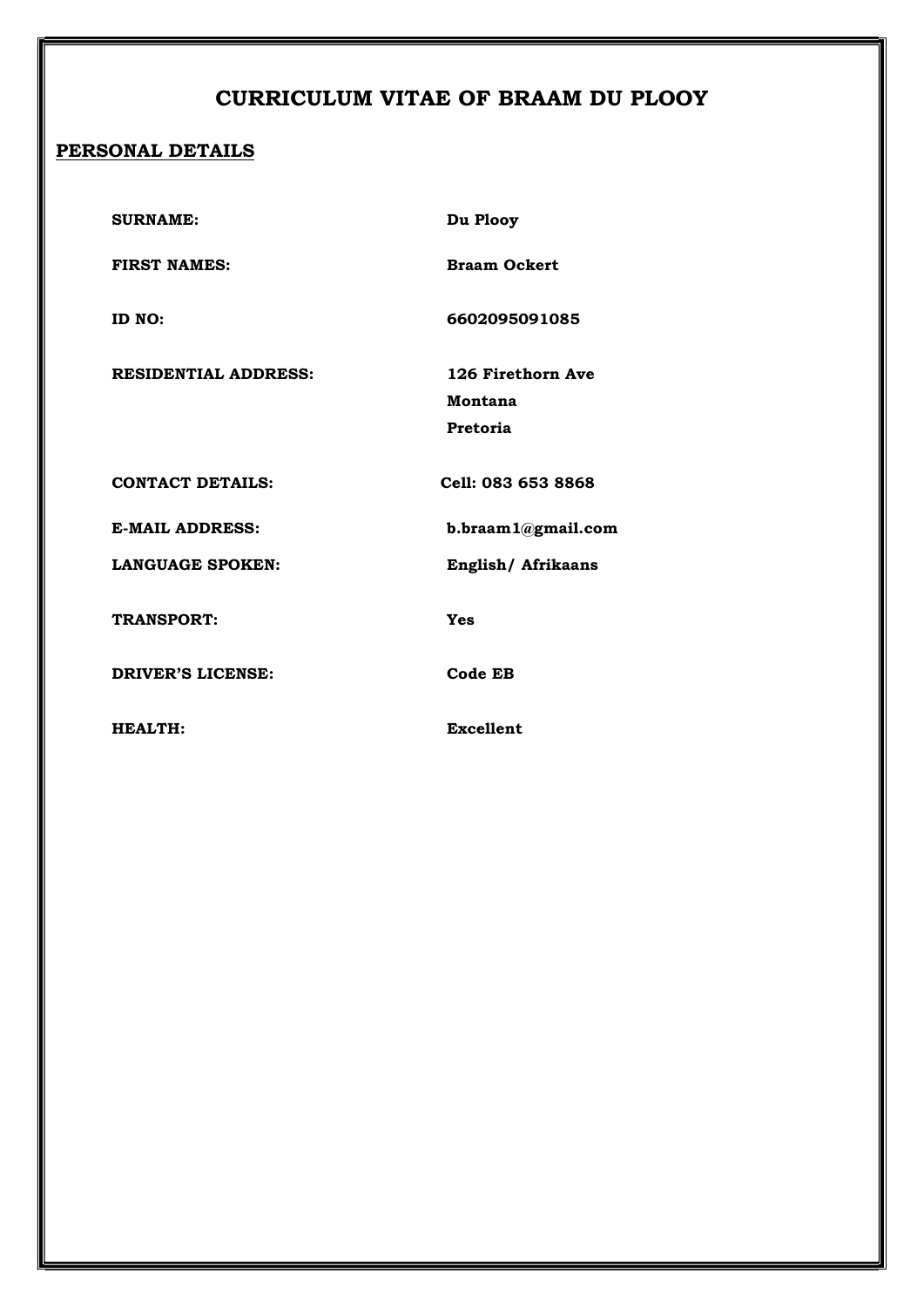# CURRICULUM VITAE OF BRAAM DU PLOOY

## PERSONAL DETAILS

| | |
|---|---|
| **SURNAME:** | **Du Plooy** |
| **FIRST NAMES:** | **Braam Ockert** |
| **ID NO:** | **6602095091085** |
| **RESIDENTIAL ADDRESS:** | **126 Firethorn Ave**<br>**Montana**<br>**Pretoria** |
| **CONTACT DETAILS:** | **Cell: 083 653 8868** |
| **E-MAIL ADDRESS:** | **b.braam1@gmail.com** |
| **LANGUAGE SPOKEN:** | **English/ Afrikaans** |
| **TRANSPORT:** | **Yes** |
| **DRIVER'S LICENSE:** | **Code EB** |
| **HEALTH:** | **Excellent** |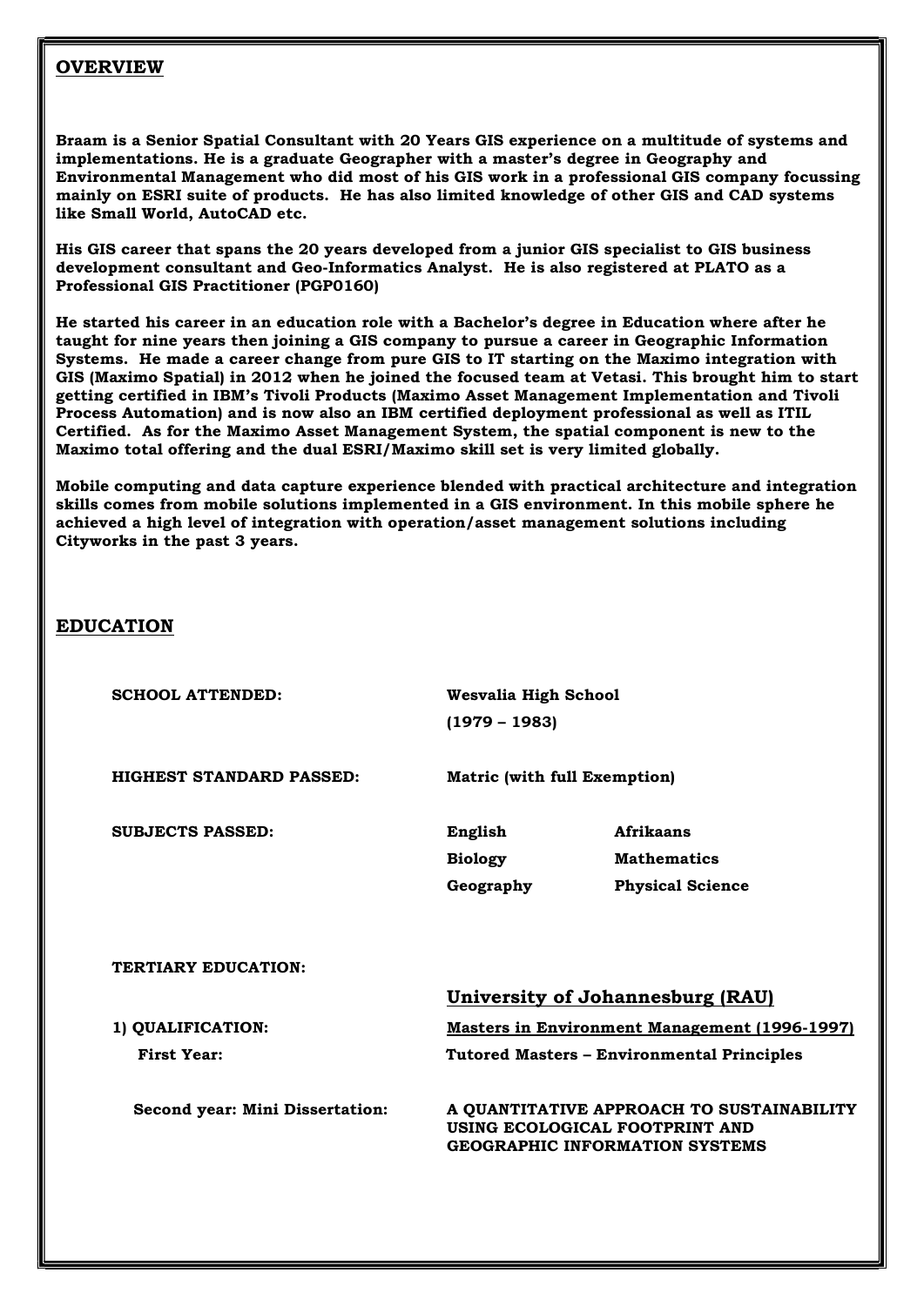## OVERVIEW

**Braam is a Senior Spatial Consultant with 20 Years GIS experience on a multitude of systems and implementations. He is a graduate Geographer with a master's degree in Geography and Environmental Management who did most of his GIS work in a professional GIS company focussing mainly on ESRI suite of products. He has also limited knowledge of other GIS and CAD systems like Small World, AutoCAD etc.**

**His GIS career that spans the 20 years developed from a junior GIS specialist to GIS business development consultant and Geo-Informatics Analyst. He is also registered at PLATO as a Professional GIS Practitioner (PGP0160)**

**He started his career in an education role with a Bachelor's degree in Education where after he taught for nine years then joining a GIS company to pursue a career in Geographic Information Systems. He made a career change from pure GIS to IT starting on the Maximo integration with GIS (Maximo Spatial) in 2012 when he joined the focused team at Vetasi. This brought him to start getting certified in IBM's Tivoli Products (Maximo Asset Management Implementation and Tivoli Process Automation) and is now also an IBM certified deployment professional as well as ITIL Certified. As for the Maximo Asset Management System, the spatial component is new to the Maximo total offering and the dual ESRI/Maximo skill set is very limited globally.**

**Mobile computing and data capture experience blended with practical architecture and integration skills comes from mobile solutions implemented in a GIS environment. In this mobile sphere he achieved a high level of integration with operation/asset management solutions including Cityworks in the past 3 years.**

## EDUCATION

| | | |
|---|---|---|
| **SCHOOL ATTENDED:** | **Wesvalia High School (1979 – 1983)** | |
| **HIGHEST STANDARD PASSED:** | **Matric (with full Exemption)** | |
| **SUBJECTS PASSED:** | **English** | **Afrikaans** |
| | **Biology** | **Mathematics** |
| | **Geography** | **Physical Science** |

**TERTIARY EDUCATION:**

**University of Johannesburg (RAU)**

| | |
|---|---|
| **1) QUALIFICATION:** | **Masters in Environment Management (1996-1997)** |
| **First Year:** | **Tutored Masters – Environmental Principles** |
| **Second year: Mini Dissertation:** | **A QUANTITATIVE APPROACH TO SUSTAINABILITY USING ECOLOGICAL FOOTPRINT AND GEOGRAPHIC INFORMATION SYSTEMS** |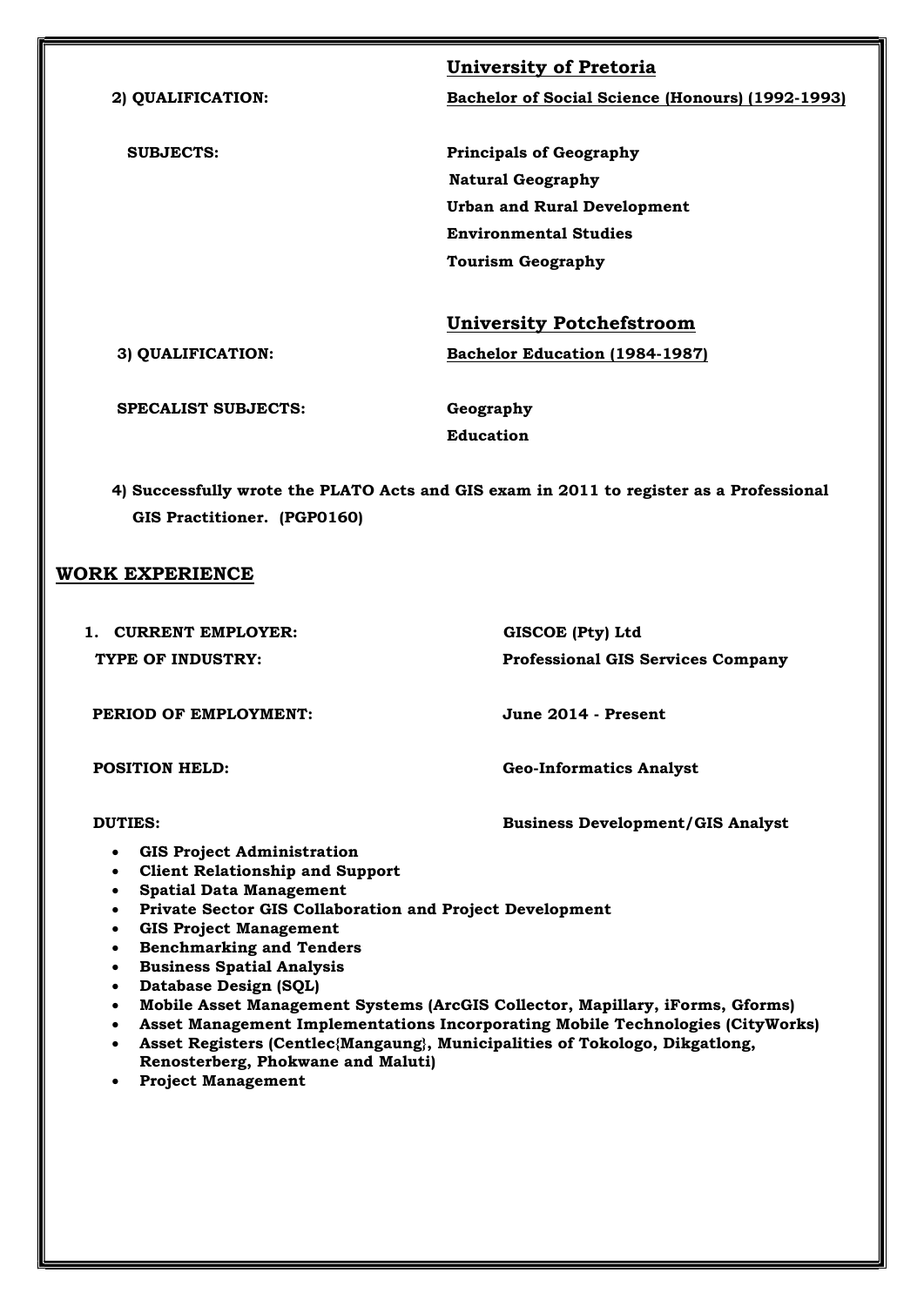| | **University of Pretoria** |
|---|---|
| **2) QUALIFICATION:** | **Bachelor of Social Science (Honours) (1992-1993)** |
| **SUBJECTS:** | **Principals of Geography** |
| | **Natural Geography** |
| | **Urban and Rural Development** |
| | **Environmental Studies** |
| | **Tourism Geography** |

| | **University Potchefstroom** |
|---|---|
| **3) QUALIFICATION:** | **Bachelor Education (1984-1987)** |
| **SPECALIST SUBJECTS:** | **Geography** |
| | **Education** |

**4) Successfully wrote the PLATO Acts and GIS exam in 2011 to register as a Professional GIS Practitioner. (PGP0160)**

## WORK EXPERIENCE

| | |
|---|---|
| **1. CURRENT EMPLOYER:** | **GISCOE (Pty) Ltd** |
| **TYPE OF INDUSTRY:** | **Professional GIS Services Company** |
| **PERIOD OF EMPLOYMENT:** | **June 2014 - Present** |
| **POSITION HELD:** | **Geo-Informatics Analyst** |
| **DUTIES:** | **Business Development/GIS Analyst** |

- **GIS Project Administration**
- **Client Relationship and Support**
- **Spatial Data Management**
- **Private Sector GIS Collaboration and Project Development**
- **GIS Project Management**
- **Benchmarking and Tenders**
- **Business Spatial Analysis**
- **Database Design (SQL)**
- **Mobile Asset Management Systems (ArcGIS Collector, Mapillary, iForms, Gforms)**
- **Asset Management Implementations Incorporating Mobile Technologies (CityWorks)**
- **Asset Registers (Centlec{Mangaung}, Municipalities of Tokologo, Dikgatlong, Renosterberg, Phokwane and Maluti)**
- **Project Management**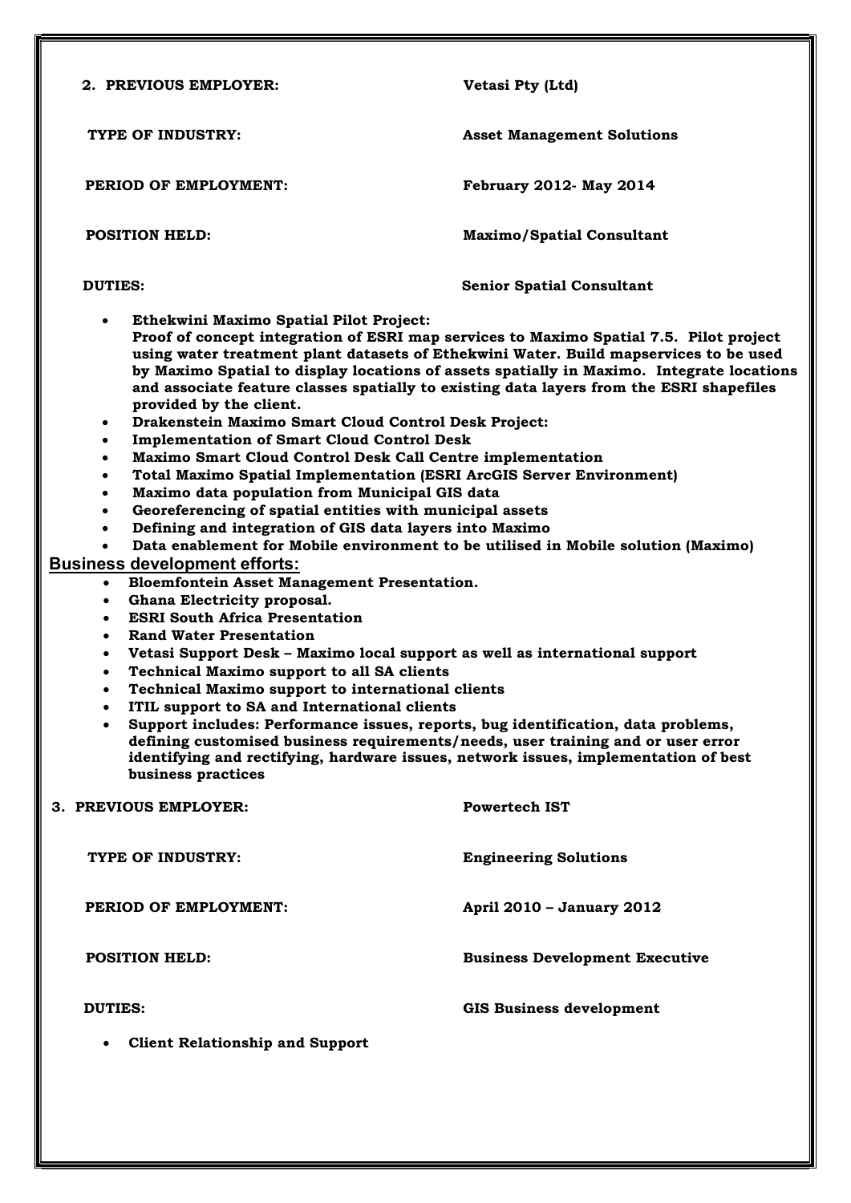**2. PREVIOUS EMPLOYER:** **Vetasi Pty (Ltd)**

**TYPE OF INDUSTRY:** **Asset Management Solutions**

**PERIOD OF EMPLOYMENT:** **February 2012- May 2014**

**POSITION HELD:** **Maximo/Spatial Consultant**

**DUTIES:** **Senior Spatial Consultant**

- **Ethekwini Maximo Spatial Pilot Project:**
  **Proof of concept integration of ESRI map services to Maximo Spatial 7.5. Pilot project using water treatment plant datasets of Ethekwini Water. Build mapservices to be used by Maximo Spatial to display locations of assets spatially in Maximo. Integrate locations and associate feature classes spatially to existing data layers from the ESRI shapefiles provided by the client.**
- **Drakenstein Maximo Smart Cloud Control Desk Project:**
- **Implementation of Smart Cloud Control Desk**
- **Maximo Smart Cloud Control Desk Call Centre implementation**
- **Total Maximo Spatial Implementation (ESRI ArcGIS Server Environment)**
- **Maximo data population from Municipal GIS data**
- **Georeferencing of spatial entities with municipal assets**
- **Defining and integration of GIS data layers into Maximo**
- **Data enablement for Mobile environment to be utilised in Mobile solution (Maximo)**

**Business development efforts:**

- **Bloemfontein Asset Management Presentation.**
- **Ghana Electricity proposal.**
- **ESRI South Africa Presentation**
- **Rand Water Presentation**
- **Vetasi Support Desk – Maximo local support as well as international support**
- **Technical Maximo support to all SA clients**
- **Technical Maximo support to international clients**
- **ITIL support to SA and International clients**
- **Support includes: Performance issues, reports, bug identification, data problems, defining customised business requirements/needs, user training and or user error identifying and rectifying, hardware issues, network issues, implementation of best business practices**

**3. PREVIOUS EMPLOYER:** **Powertech IST**

**TYPE OF INDUSTRY:** **Engineering Solutions**

**PERIOD OF EMPLOYMENT:** **April 2010 – January 2012**

**POSITION HELD:** **Business Development Executive**

**DUTIES:** **GIS Business development**

- **Client Relationship and Support**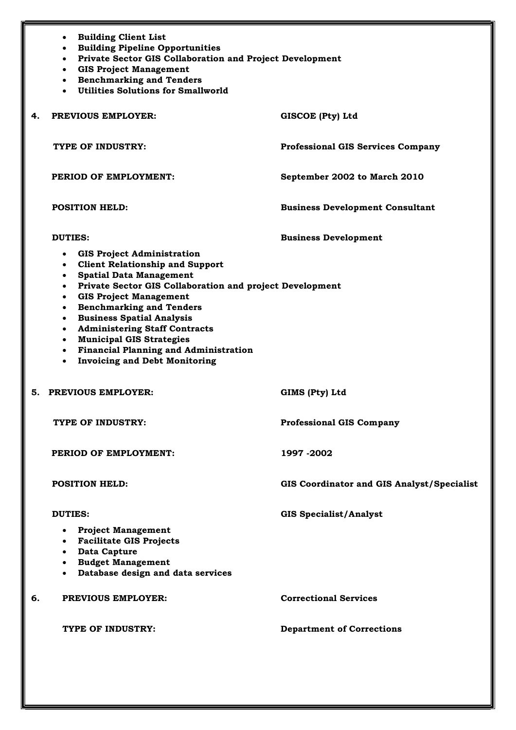- **Building Client List**
- **Building Pipeline Opportunities**
- **Private Sector GIS Collaboration and Project Development**
- **GIS Project Management**
- **Benchmarking and Tenders**
- **Utilities Solutions for Smallworld**

**4. PREVIOUS EMPLOYER:** **GISCOE (Pty) Ltd**

**TYPE OF INDUSTRY:** **Professional GIS Services Company**

**PERIOD OF EMPLOYMENT:** **September 2002 to March 2010**

**POSITION HELD:** **Business Development Consultant**

**DUTIES:** **Business Development**

- **GIS Project Administration**
- **Client Relationship and Support**
- **Spatial Data Management**
- **Private Sector GIS Collaboration and project Development**
- **GIS Project Management**
- **Benchmarking and Tenders**
- **Business Spatial Analysis**
- **Administering Staff Contracts**
- **Municipal GIS Strategies**
- **Financial Planning and Administration**
- **Invoicing and Debt Monitoring**

**5. PREVIOUS EMPLOYER:** **GIMS (Pty) Ltd**

**TYPE OF INDUSTRY:** **Professional GIS Company**

**PERIOD OF EMPLOYMENT:** **1997 -2002**

**POSITION HELD:** **GIS Coordinator and GIS Analyst/Specialist**

**DUTIES:** **GIS Specialist/Analyst**

- **Project Management**
- **Facilitate GIS Projects**
- **Data Capture**
- **Budget Management**
- **Database design and data services**

**6. PREVIOUS EMPLOYER:** **Correctional Services**

**TYPE OF INDUSTRY:** **Department of Corrections**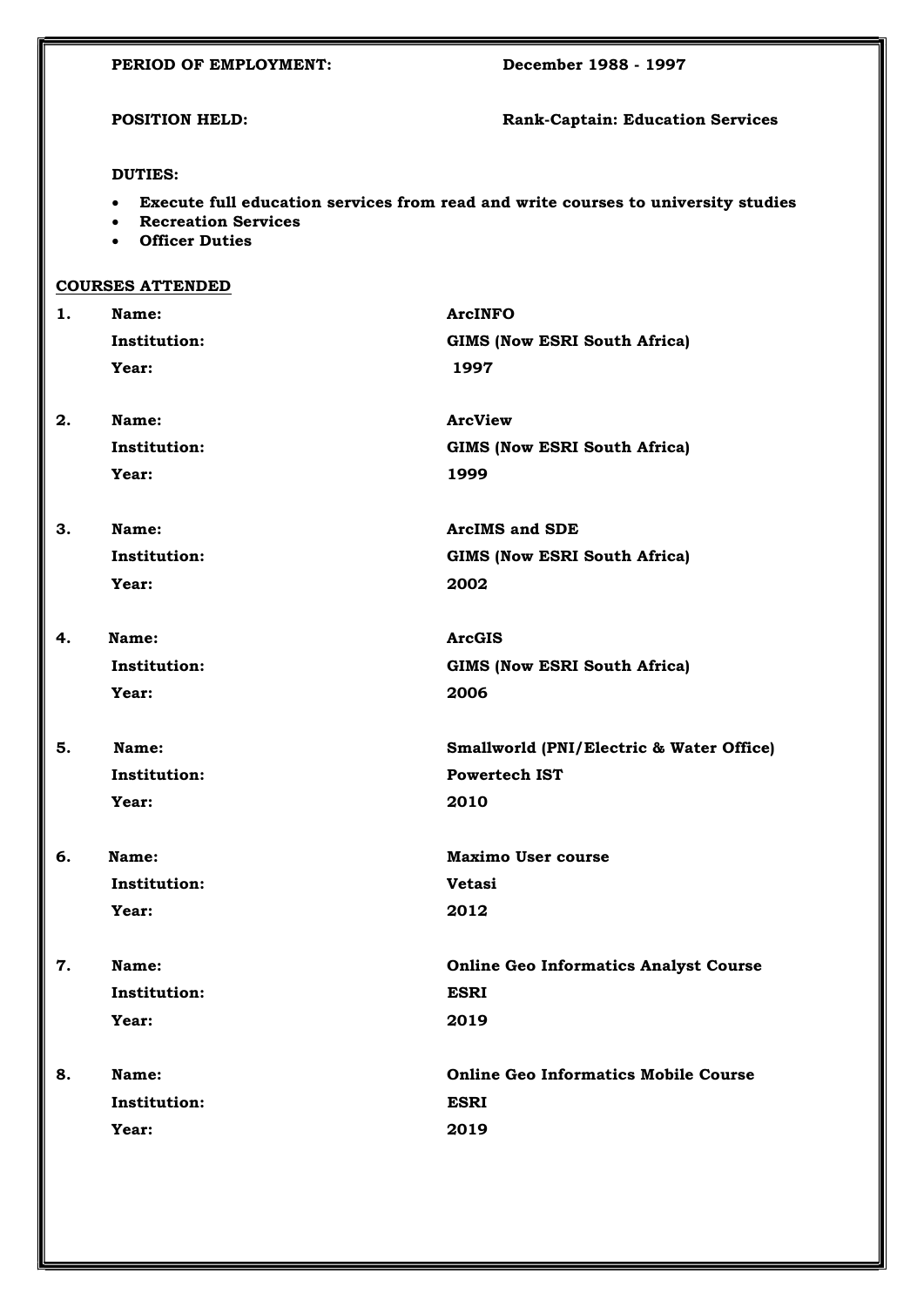**PERIOD OF EMPLOYMENT:** **December 1988 - 1997**

**POSITION HELD:** **Rank-Captain: Education Services**

**DUTIES:**

- **Execute full education services from read and write courses to university studies**
- **Recreation Services**
- **Officer Duties**

## COURSES ATTENDED

| | | |
|---|---|---|
| **1.** | **Name:** | **ArcINFO** |
| | **Institution:** | **GIMS (Now ESRI South Africa)** |
| | **Year:** | **1997** |
| **2.** | **Name:** | **ArcView** |
| | **Institution:** | **GIMS (Now ESRI South Africa)** |
| | **Year:** | **1999** |
| **3.** | **Name:** | **ArcIMS and SDE** |
| | **Institution:** | **GIMS (Now ESRI South Africa)** |
| | **Year:** | **2002** |
| **4.** | **Name:** | **ArcGIS** |
| | **Institution:** | **GIMS (Now ESRI South Africa)** |
| | **Year:** | **2006** |
| **5.** | **Name:** | **Smallworld (PNI/Electric & Water Office)** |
| | **Institution:** | **Powertech IST** |
| | **Year:** | **2010** |
| **6.** | **Name:** | **Maximo User course** |
| | **Institution:** | **Vetasi** |
| | **Year:** | **2012** |
| **7.** | **Name:** | **Online Geo Informatics Analyst Course** |
| | **Institution:** | **ESRI** |
| | **Year:** | **2019** |
| **8.** | **Name:** | **Online Geo Informatics Mobile Course** |
| | **Institution:** | **ESRI** |
| | **Year:** | **2019** |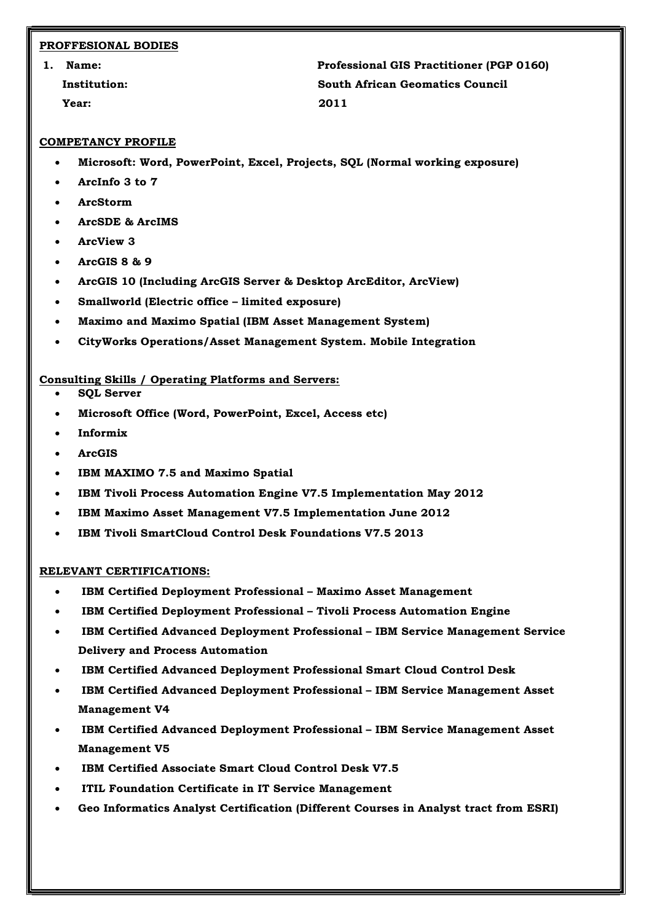## PROFFESIONAL BODIES

1. **Name:** Professional GIS Practitioner (PGP 0160)
   **Institution:** South African Geomatics Council
   **Year:** 2011

## COMPETANCY PROFILE

- **Microsoft: Word, PowerPoint, Excel, Projects, SQL (Normal working exposure)**
- **ArcInfo 3 to 7**
- **ArcStorm**
- **ArcSDE & ArcIMS**
- **ArcView 3**
- **ArcGIS 8 & 9**
- **ArcGIS 10 (Including ArcGIS Server & Desktop ArcEditor, ArcView)**
- **Smallworld (Electric office – limited exposure)**
- **Maximo and Maximo Spatial (IBM Asset Management System)**
- **CityWorks Operations/Asset Management System. Mobile Integration**

## Consulting Skills / Operating Platforms and Servers:

- **SQL Server**
- **Microsoft Office (Word, PowerPoint, Excel, Access etc)**
- **Informix**
- **ArcGIS**
- **IBM MAXIMO 7.5 and Maximo Spatial**
- **IBM Tivoli Process Automation Engine V7.5 Implementation May 2012**
- **IBM Maximo Asset Management V7.5 Implementation June 2012**
- **IBM Tivoli SmartCloud Control Desk Foundations V7.5 2013**

## RELEVANT CERTIFICATIONS:

- **IBM Certified Deployment Professional – Maximo Asset Management**
- **IBM Certified Deployment Professional – Tivoli Process Automation Engine**
- **IBM Certified Advanced Deployment Professional – IBM Service Management Service Delivery and Process Automation**
- **IBM Certified Advanced Deployment Professional Smart Cloud Control Desk**
- **IBM Certified Advanced Deployment Professional – IBM Service Management Asset Management V4**
- **IBM Certified Advanced Deployment Professional – IBM Service Management Asset Management V5**
- **IBM Certified Associate Smart Cloud Control Desk V7.5**
- **ITIL Foundation Certificate in IT Service Management**
- **Geo Informatics Analyst Certification (Different Courses in Analyst tract from ESRI)**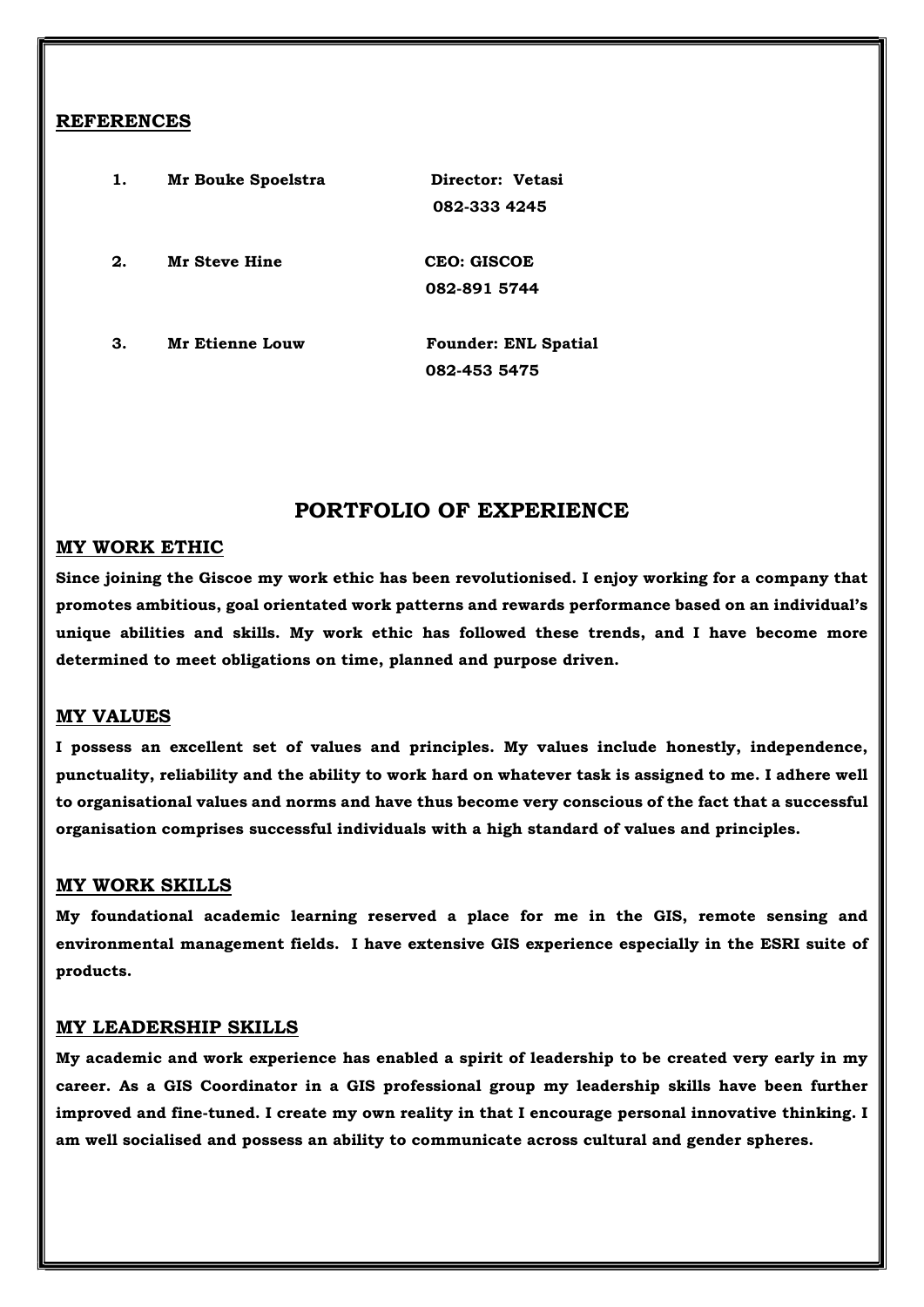## REFERENCES

| | | |
|---|---|---|
| **1.** | **Mr Bouke Spoelstra** | **Director: Vetasi**<br>**082-333 4245** |
| **2.** | **Mr Steve Hine** | **CEO: GISCOE**<br>**082-891 5744** |
| **3.** | **Mr Etienne Louw** | **Founder: ENL Spatial**<br>**082-453 5475** |

# PORTFOLIO OF EXPERIENCE

## MY WORK ETHIC

**Since joining the Giscoe my work ethic has been revolutionised. I enjoy working for a company that promotes ambitious, goal orientated work patterns and rewards performance based on an individual's unique abilities and skills. My work ethic has followed these trends, and I have become more determined to meet obligations on time, planned and purpose driven.**

## MY VALUES

**I possess an excellent set of values and principles. My values include honestly, independence, punctuality, reliability and the ability to work hard on whatever task is assigned to me. I adhere well to organisational values and norms and have thus become very conscious of the fact that a successful organisation comprises successful individuals with a high standard of values and principles.**

## MY WORK SKILLS

**My foundational academic learning reserved a place for me in the GIS, remote sensing and environmental management fields. I have extensive GIS experience especially in the ESRI suite of products.**

## MY LEADERSHIP SKILLS

**My academic and work experience has enabled a spirit of leadership to be created very early in my career. As a GIS Coordinator in a GIS professional group my leadership skills have been further improved and fine-tuned. I create my own reality in that I encourage personal innovative thinking. I am well socialised and possess an ability to communicate across cultural and gender spheres.**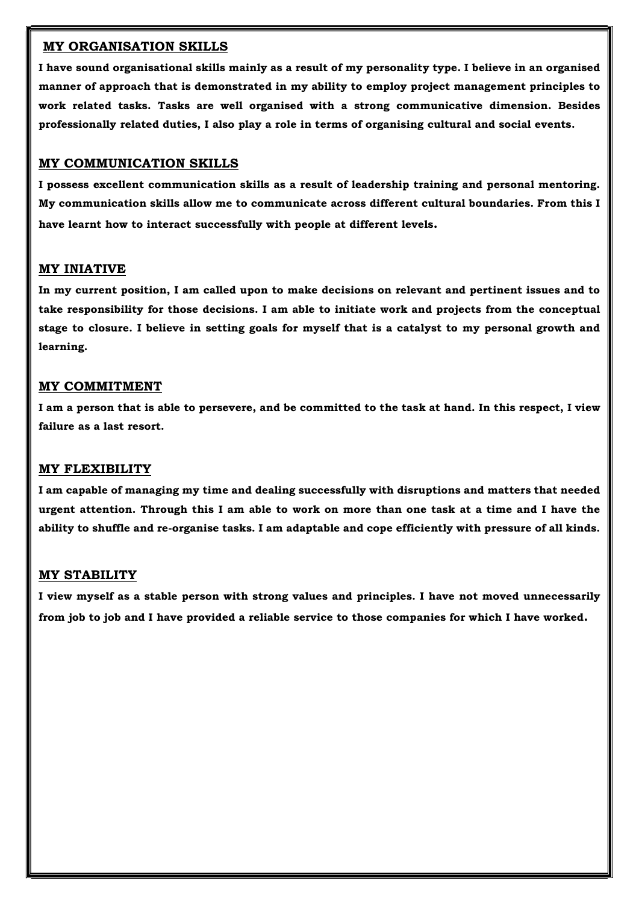## MY ORGANISATION SKILLS

**I have sound organisational skills mainly as a result of my personality type. I believe in an organised manner of approach that is demonstrated in my ability to employ project management principles to work related tasks. Tasks are well organised with a strong communicative dimension. Besides professionally related duties, I also play a role in terms of organising cultural and social events.**

## MY COMMUNICATION SKILLS

**I possess excellent communication skills as a result of leadership training and personal mentoring. My communication skills allow me to communicate across different cultural boundaries. From this I have learnt how to interact successfully with people at different levels.**

## MY INIATIVE

**In my current position, I am called upon to make decisions on relevant and pertinent issues and to take responsibility for those decisions. I am able to initiate work and projects from the conceptual stage to closure. I believe in setting goals for myself that is a catalyst to my personal growth and learning.**

## MY COMMITMENT

**I am a person that is able to persevere, and be committed to the task at hand. In this respect, I view failure as a last resort.**

## MY FLEXIBILITY

**I am capable of managing my time and dealing successfully with disruptions and matters that needed urgent attention. Through this I am able to work on more than one task at a time and I have the ability to shuffle and re-organise tasks. I am adaptable and cope efficiently with pressure of all kinds.**

## MY STABILITY

**I view myself as a stable person with strong values and principles. I have not moved unnecessarily from job to job and I have provided a reliable service to those companies for which I have worked.**